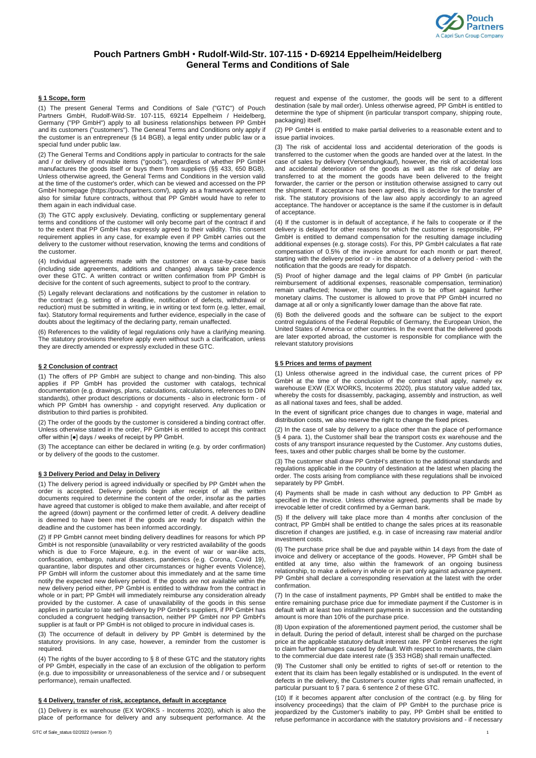# Pouch Partners GmbH • Rudolf-Wild-Str. 107-115 • D-69214 Eppelheim/Heidelberg
# General Terms and Conditions of Sale

## § 1 Scope, form

(1) The present General Terms and Conditions of Sale ("GTC") of Pouch Partners GmbH, Rudolf-Wild-Str. 107-115, 69214 Eppelheim / Heidelberg, Germany ("PP GmbH") apply to all business relationships between PP GmbH and its customers ("customers"). The General Terms and Conditions only apply if the customer is an entrepreneur (§ 14 BGB), a legal entity under public law or a special fund under public law.

(2) The General Terms and Conditions apply in particular to contracts for the sale and / or delivery of movable items ("goods"), regardless of whether PP GmbH manufactures the goods itself or buys them from suppliers (§§ 433, 650 BGB). Unless otherwise agreed, the General Terms and Conditions in the version valid at the time of the customer's order, which can be viewed and accessed on the PP GmbH homepage (https://pouchpartners.com/), apply as a framework agreement also for similar future contracts, without that PP GmbH would have to refer to them again in each individual case.

(3) The GTC apply exclusively. Deviating, conflicting or supplementary general terms and conditions of the customer will only become part of the contract if and to the extent that PP GmbH has expressly agreed to their validity. This consent requirement applies in any case, for example even if PP GmbH carries out the delivery to the customer without reservation, knowing the terms and conditions of the customer.

(4) Individual agreements made with the customer on a case-by-case basis (including side agreements, additions and changes) always take precedence over these GTC. A written contract or written confirmation from PP GmbH is decisive for the content of such agreements, subject to proof to the contrary.

(5) Legally relevant declarations and notifications by the customer in relation to the contract (e.g. setting of a deadline, notification of defects, withdrawal or reduction) must be submitted in writing, ie in writing or text form (e.g. letter, email, fax). Statutory formal requirements and further evidence, especially in the case of doubts about the legitimacy of the declaring party, remain unaffected.

(6) References to the validity of legal regulations only have a clarifying meaning. The statutory provisions therefore apply even without such a clarification, unless they are directly amended or expressly excluded in these GTC.

## § 2 Conclusion of contract

(1) The offers of PP GmbH are subject to change and non-binding. This also applies if PP GmbH has provided the customer with catalogs, technical documentation (e.g. drawings, plans, calculations, calculations, references to DIN standards), other product descriptions or documents - also in electronic form - of which PP GmbH has ownership - and copyright reserved. Any duplication or distribution to third parties is prohibited.

(2) The order of the goods by the customer is considered a binding contract offer. Unless otherwise stated in the order, PP GmbH is entitled to accept this contract offer within [●] days / weeks of receipt by PP GmbH.

(3) The acceptance can either be declared in writing (e.g. by order confirmation) or by delivery of the goods to the customer.

## § 3 Delivery Period and Delay in Delivery

(1) The delivery period is agreed individually or specified by PP GmbH when the order is accepted. Delivery periods begin after receipt of all the written documents required to determine the content of the order, insofar as the parties have agreed that customer is obliged to make them available, and after receipt of the agreed (down) payment or the confirmed letter of credit. A delivery deadline is deemed to have been met if the goods are ready for dispatch within the deadline and the customer has been informed accordingly.

(2) If PP GmbH cannot meet binding delivery deadlines for reasons for which PP GmbH is not responsible (unavailability or very restricted availability of the goods which is due to Force Majeure, e.g. in the event of war or war-like acts, confiscation, embargo, natural disasters, pandemics (e.g. Corona, Covid 19), quarantine, labor disputes and other circumstances or higher events Violence), PP GmbH will inform the customer about this immediately and at the same time notify the expected new delivery period. If the goods are not available within the new delivery period either, PP GmbH is entitled to withdraw from the contract in whole or in part; PP GmbH will immediately reimburse any consideration already provided by the customer. A case of unavailability of the goods in this sense applies in particular to late self-delivery by PP GmbH's suppliers, if PP GmbH has concluded a congruent hedging transaction, neither PP GmbH nor PP GmbH's supplier is at fault or PP GmbH is not obliged to procure in individual cases is.

(3) The occurrence of default in delivery by PP GmbH is determined by the statutory provisions. In any case, however, a reminder from the customer is required.

(4) The rights of the buyer according to § 8 of these GTC and the statutory rights of PP GmbH, especially in the case of an exclusion of the obligation to perform (e.g. due to impossibility or unreasonableness of the service and / or subsequent performance), remain unaffected.

## § 4 Delivery, transfer of risk, acceptance, default in acceptance

(1) Delivery is ex warehouse (EX WORKS - Incoterms 2020), which is also the place of performance for delivery and any subsequent performance. At the request and expense of the customer, the goods will be sent to a different destination (sale by mail order). Unless otherwise agreed, PP GmbH is entitled to determine the type of shipment (in particular transport company, shipping route, packaging) itself.

(2) PP GmbH is entitled to make partial deliveries to a reasonable extent and to issue partial invoices.

(3) The risk of accidental loss and accidental deterioration of the goods is transferred to the customer when the goods are handed over at the latest. In the case of sales by delivery (Versendungkauf), however, the risk of accidental loss and accidental deterioration of the goods as well as the risk of delay are transferred to at the moment the goods have been delivered to the freight forwarder, the carrier or the person or institution otherwise assigned to carry out the shipment. If acceptance has been agreed, this is decisive for the transfer of risk. The statutory provisions of the law also apply accordingly to an agreed acceptance. The handover or acceptance is the same if the customer is in default of acceptance.

(4) If the customer is in default of acceptance, if he fails to cooperate or if the delivery is delayed for other reasons for which the customer is responsible, PP GmbH is entitled to demand compensation for the resulting damage including additional expenses (e.g. storage costs). For this, PP GmbH calculates a flat rate compensation of 0.5% of the invoice amount for each month or part thereof, starting with the delivery period or - in the absence of a delivery period - with the notification that the goods are ready for dispatch.

(5) Proof of higher damage and the legal claims of PP GmbH (in particular reimbursement of additional expenses, reasonable compensation, termination) remain unaffected; however, the lump sum is to be offset against further monetary claims. The customer is allowed to prove that PP GmbH incurred no damage at all or only a significantly lower damage than the above flat rate.

(6) Both the delivered goods and the software can be subject to the export control regulations of the Federal Republic of Germany, the European Union, the United States of America or other countries. In the event that the delivered goods are later exported abroad, the customer is responsible for compliance with the relevant statutory provisions

## § 5 Prices and terms of payment

(1) Unless otherwise agreed in the individual case, the current prices of PP GmbH at the time of the conclusion of the contract shall apply, namely ex warehouse EXW (EX WORKS, Incoterms 2020), plus statutory value added tax, whereby the costs for disassembly, packaging, assembly and instruction, as well as all national taxes and fees, shall be added.

In the event of significant price changes due to changes in wage, material and distribution costs, we also reserve the right to change the fixed prices.

(2) In the case of sale by delivery to a place other than the place of performance (§ 4 para. 1), the Customer shall bear the transport costs ex warehouse and the costs of any transport insurance requested by the Customer. Any customs duties, fees, taxes and other public charges shall be borne by the customer.

(3) The customer shall draw PP GmbH's attention to the additional standards and regulations applicable in the country of destination at the latest when placing the order. The costs arising from compliance with these regulations shall be invoiced separately by PP GmbH.

(4) Payments shall be made in cash without any deduction to PP GmbH as specified in the invoice. Unless otherwise agreed, payments shall be made by irrevocable letter of credit confirmed by a German bank.

(5) If the delivery will take place more than 4 months after conclusion of the contract, PP GmbH shall be entitled to change the sales prices at its reasonable discretion if changes are justified, e.g. in case of increasing raw material and/or investment costs.

(6) The purchase price shall be due and payable within 14 days from the date of invoice and delivery or acceptance of the goods. However, PP GmbH shall be entitled at any time, also within the framework of an ongoing business relationship, to make a delivery in whole or in part only against advance payment. PP GmbH shall declare a corresponding reservation at the latest with the order confirmation.

(7) In the case of installment payments, PP GmbH shall be entitled to make the entire remaining purchase price due for immediate payment if the Customer is in default with at least two installment payments in succession and the outstanding amount is more than 10% of the purchase price.

(8) Upon expiration of the aforementioned payment period, the customer shall be in default. During the period of default, interest shall be charged on the purchase price at the applicable statutory default interest rate. PP GmbH reserves the right to claim further damages caused by default. With respect to merchants, the claim to the commercial due date interest rate (§ 353 HGB) shall remain unaffected.

(9) The Customer shall only be entitled to rights of set-off or retention to the extent that its claim has been legally established or is undisputed. In the event of defects in the delivery, the Customer's counter rights shall remain unaffected, in particular pursuant to § 7 para. 6 sentence 2 of these GTC.

(10) If it becomes apparent after conclusion of the contract (e.g. by filing for insolvency proceedings) that the claim of PP GmbH to the purchase price is jeopardized by the Customer's inability to pay, PP GmbH shall be entitled to refuse performance in accordance with the statutory provisions and - if necessary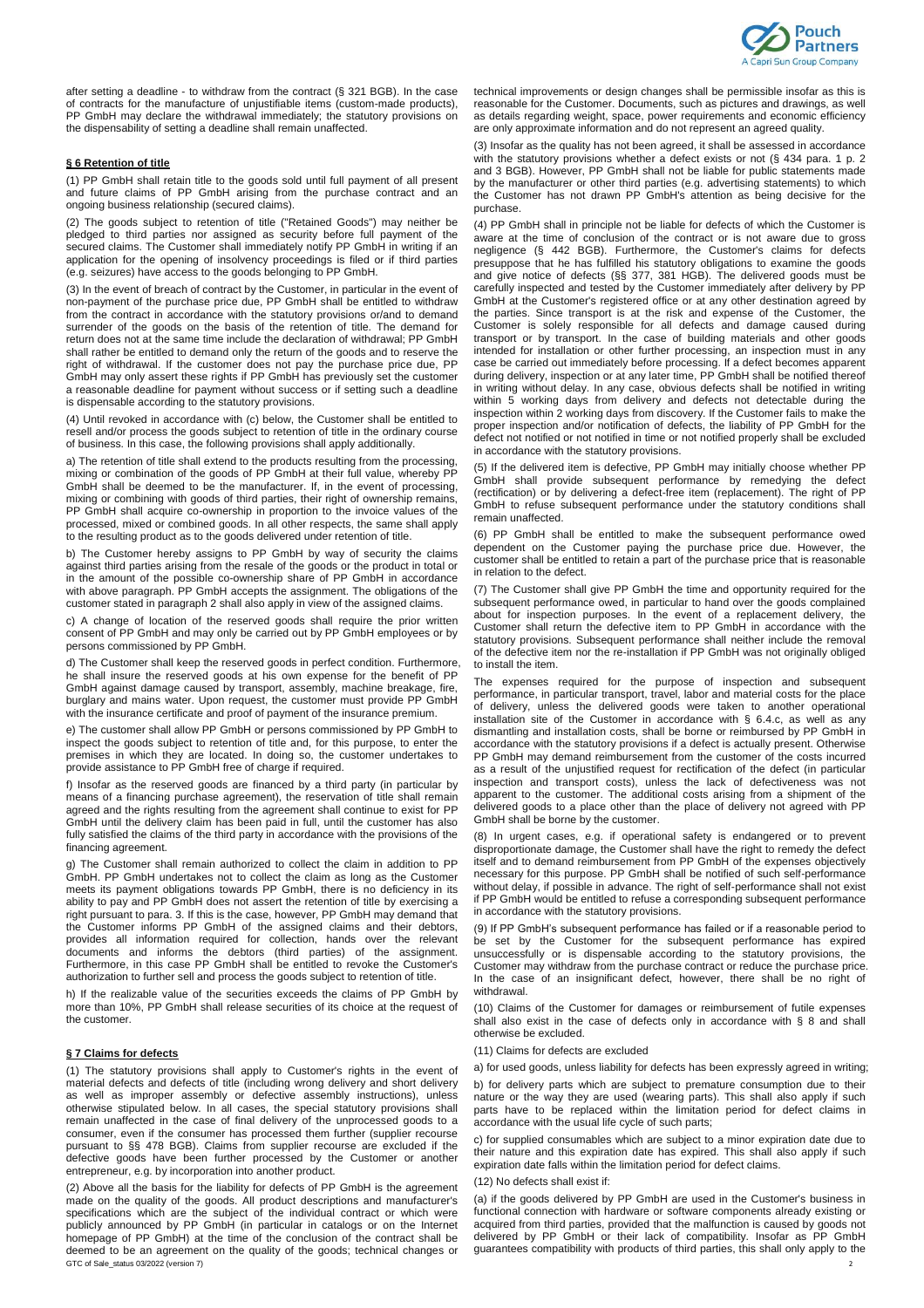after setting a deadline - to withdraw from the contract (§ 321 BGB). In the case of contracts for the manufacture of unjustifiable items (custom-made products), PP GmbH may declare the withdrawal immediately; the statutory provisions on the dispensability of setting a deadline shall remain unaffected.

## § 6 Retention of title

(1) PP GmbH shall retain title to the goods sold until full payment of all present and future claims of PP GmbH arising from the purchase contract and an ongoing business relationship (secured claims).

(2) The goods subject to retention of title ("Retained Goods") may neither be pledged to third parties nor assigned as security before full payment of the secured claims. The Customer shall immediately notify PP GmbH in writing if an application for the opening of insolvency proceedings is filed or if third parties (e.g. seizures) have access to the goods belonging to PP GmbH.

(3) In the event of breach of contract by the Customer, in particular in the event of non-payment of the purchase price due, PP GmbH shall be entitled to withdraw from the contract in accordance with the statutory provisions or/and to demand surrender of the goods on the basis of the retention of title. The demand for return does not at the same time include the declaration of withdrawal; PP GmbH shall rather be entitled to demand only the return of the goods and to reserve the right of withdrawal. If the customer does not pay the purchase price due, PP GmbH may only assert these rights if PP GmbH has previously set the customer a reasonable deadline for payment without success or if setting such a deadline is dispensable according to the statutory provisions.

(4) Until revoked in accordance with (c) below, the Customer shall be entitled to resell and/or process the goods subject to retention of title in the ordinary course of business. In this case, the following provisions shall apply additionally.

a) The retention of title shall extend to the products resulting from the processing, mixing or combination of the goods of PP GmbH at their full value, whereby PP GmbH shall be deemed to be the manufacturer. If, in the event of processing, mixing or combining with goods of third parties, their right of ownership remains, PP GmbH shall acquire co-ownership in proportion to the invoice values of the processed, mixed or combined goods. In all other respects, the same shall apply to the resulting product as to the goods delivered under retention of title.

b) The Customer hereby assigns to PP GmbH by way of security the claims against third parties arising from the resale of the goods or the product in total or in the amount of the possible co-ownership share of PP GmbH in accordance with above paragraph. PP GmbH accepts the assignment. The obligations of the customer stated in paragraph 2 shall also apply in view of the assigned claims.

c) A change of location of the reserved goods shall require the prior written consent of PP GmbH and may only be carried out by PP GmbH employees or by persons commissioned by PP GmbH.

d) The Customer shall keep the reserved goods in perfect condition. Furthermore, he shall insure the reserved goods at his own expense for the benefit of PP GmbH against damage caused by transport, assembly, machine breakage, fire, burglary and mains water. Upon request, the customer must provide PP GmbH with the insurance certificate and proof of payment of the insurance premium.

e) The customer shall allow PP GmbH or persons commissioned by PP GmbH to inspect the goods subject to retention of title and, for this purpose, to enter the premises in which they are located. In doing so, the customer undertakes to provide assistance to PP GmbH free of charge if required.

f) Insofar as the reserved goods are financed by a third party (in particular by means of a financing purchase agreement), the reservation of title shall remain agreed and the rights resulting from the agreement shall continue to exist for PP GmbH until the delivery claim has been paid in full, until the customer has also fully satisfied the claims of the third party in accordance with the provisions of the financing agreement.

g) The Customer shall remain authorized to collect the claim in addition to PP GmbH. PP GmbH undertakes not to collect the claim as long as the Customer meets its payment obligations towards PP GmbH, there is no deficiency in its ability to pay and PP GmbH does not assert the retention of title by exercising a right pursuant to para. 3. If this is the case, however, PP GmbH may demand that the Customer informs PP GmbH of the assigned claims and their debtors, provides all information required for collection, hands over the relevant documents and informs the debtors (third parties) of the assignment. Furthermore, in this case PP GmbH shall be entitled to revoke the Customer's authorization to further sell and process the goods subject to retention of title.

h) If the realizable value of the securities exceeds the claims of PP GmbH by more than 10%, PP GmbH shall release securities of its choice at the request of the customer.

## § 7 Claims for defects

(1) The statutory provisions shall apply to Customer's rights in the event of material defects and defects of title (including wrong delivery and short delivery as well as improper assembly or defective assembly instructions), unless otherwise stipulated below. In all cases, the special statutory provisions shall remain unaffected in the case of final delivery of the unprocessed goods to a consumer, even if the consumer has processed them further (supplier recourse pursuant to §§ 478 BGB). Claims from supplier recourse are excluded if the defective goods have been further processed by the Customer or another entrepreneur, e.g. by incorporation into another product.

(2) Above all the basis for the liability for defects of PP GmbH is the agreement made on the quality of the goods. All product descriptions and manufacturer's specifications which are the subject of the individual contract or which were publicly announced by PP GmbH (in particular in catalogs or on the Internet homepage of PP GmbH) at the time of the conclusion of the contract shall be deemed to be an agreement on the quality of the goods; technical changes or technical improvements or design changes shall be permissible insofar as this is reasonable for the Customer. Documents, such as pictures and drawings, as well as details regarding weight, space, power requirements and economic efficiency are only approximate information and do not represent an agreed quality.

(3) Insofar as the quality has not been agreed, it shall be assessed in accordance with the statutory provisions whether a defect exists or not (§ 434 para. 1 p. 2 and 3 BGB). However, PP GmbH shall not be liable for public statements made by the manufacturer or other third parties (e.g. advertising statements) to which the Customer has not drawn PP GmbH's attention as being decisive for the purchase.

(4) PP GmbH shall in principle not be liable for defects of which the Customer is aware at the time of conclusion of the contract or is not aware due to gross negligence (§ 442 BGB). Furthermore, the Customer's claims for defects presuppose that he has fulfilled his statutory obligations to examine the goods and give notice of defects (§§ 377, 381 HGB). The delivered goods must be carefully inspected and tested by the Customer immediately after delivery by PP GmbH at the Customer's registered office or at any other destination agreed by the parties. Since transport is at the risk and expense of the Customer, the Customer is solely responsible for all defects and damage caused during transport or by transport. In the case of building materials and other goods intended for installation or other further processing, an inspection must in any case be carried out immediately before processing. If a defect becomes apparent during delivery, inspection or at any later time, PP GmbH shall be notified thereof in writing without delay. In any case, obvious defects shall be notified in writing within 5 working days from delivery and defects not detectable during the inspection within 2 working days from discovery. If the Customer fails to make the proper inspection and/or notification of defects, the liability of PP GmbH for the defect not notified or not notified in time or not notified properly shall be excluded in accordance with the statutory provisions.

(5) If the delivered item is defective, PP GmbH may initially choose whether PP GmbH shall provide subsequent performance by remedying the defect (rectification) or by delivering a defect-free item (replacement). The right of PP GmbH to refuse subsequent performance under the statutory conditions shall remain unaffected.

(6) PP GmbH shall be entitled to make the subsequent performance owed dependent on the Customer paying the purchase price due. However, the customer shall be entitled to retain a part of the purchase price that is reasonable in relation to the defect.

(7) The Customer shall give PP GmbH the time and opportunity required for the subsequent performance owed, in particular to hand over the goods complained about for inspection purposes. In the event of a replacement delivery, the Customer shall return the defective item to PP GmbH in accordance with the statutory provisions. Subsequent performance shall neither include the removal of the defective item nor the re-installation if PP GmbH was not originally obliged to install the item.

The expenses required for the purpose of inspection and subsequent performance, in particular transport, travel, labor and material costs for the place of delivery, unless the delivered goods were taken to another operational installation site of the Customer in accordance with § 6.4.c, as well as any dismantling and installation costs, shall be borne or reimbursed by PP GmbH in accordance with the statutory provisions if a defect is actually present. Otherwise PP GmbH may demand reimbursement from the customer of the costs incurred as a result of the unjustified request for rectification of the defect (in particular inspection and transport costs), unless the lack of defectiveness was not apparent to the customer. The additional costs arising from a shipment of the delivered goods to a place other than the place of delivery not agreed with PP GmbH shall be borne by the customer.

(8) In urgent cases, e.g. if operational safety is endangered or to prevent disproportionate damage, the Customer shall have the right to remedy the defect itself and to demand reimbursement from PP GmbH of the expenses objectively necessary for this purpose. PP GmbH shall be notified of such self-performance without delay, if possible in advance. The right of self-performance shall not exist if PP GmbH would be entitled to refuse a corresponding subsequent performance in accordance with the statutory provisions.

(9) If PP GmbH's subsequent performance has failed or if a reasonable period to be set by the Customer for the subsequent performance has expired unsuccessfully or is dispensable according to the statutory provisions, the Customer may withdraw from the purchase contract or reduce the purchase price. In the case of an insignificant defect, however, there shall be no right of withdrawal.

(10) Claims of the Customer for damages or reimbursement of futile expenses shall also exist in the case of defects only in accordance with § 8 and shall otherwise be excluded.

(11) Claims for defects are excluded

a) for used goods, unless liability for defects has been expressly agreed in writing;

b) for delivery parts which are subject to premature consumption due to their nature or the way they are used (wearing parts). This shall also apply if such parts have to be replaced within the limitation period for defect claims in accordance with the usual life cycle of such parts;

c) for supplied consumables which are subject to a minor expiration date due to their nature and this expiration date has expired. This shall also apply if such expiration date falls within the limitation period for defect claims.

(12) No defects shall exist if:

(a) if the goods delivered by PP GmbH are used in the Customer's business in functional connection with hardware or software components already existing or acquired from third parties, provided that the malfunction is caused by goods not delivered by PP GmbH or their lack of compatibility. Insofar as PP GmbH guarantees compatibility with products of third parties, this shall only apply to the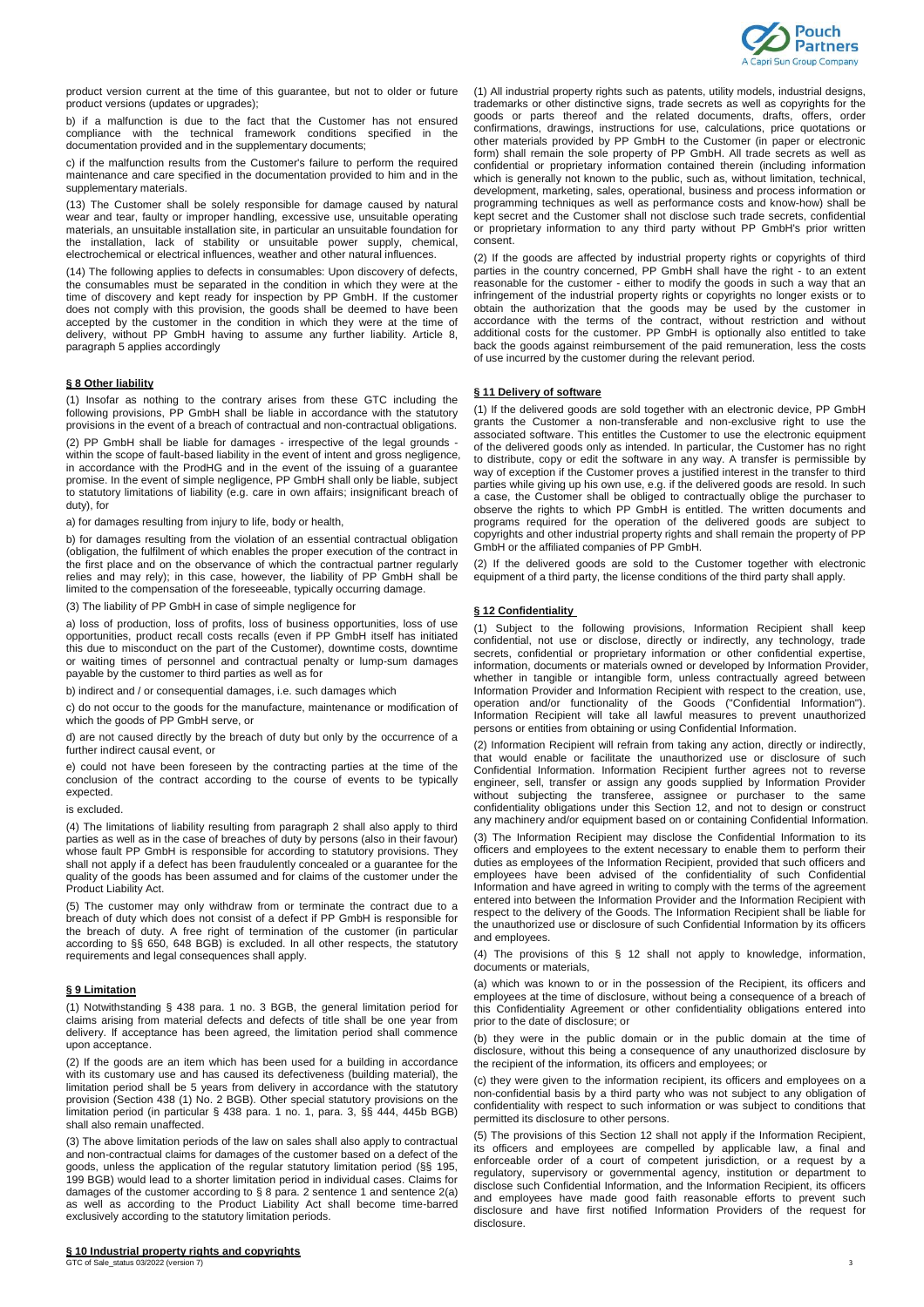product version current at the time of this guarantee, but not to older or future product versions (updates or upgrades);

b) if a malfunction is due to the fact that the Customer has not ensured compliance with the technical framework conditions specified in the documentation provided and in the supplementary documents;

c) if the malfunction results from the Customer's failure to perform the required maintenance and care specified in the documentation provided to him and in the supplementary materials.

(13) The Customer shall be solely responsible for damage caused by natural wear and tear, faulty or improper handling, excessive use, unsuitable operating materials, an unsuitable installation site, in particular an unsuitable foundation for the installation, lack of stability or unsuitable power supply, chemical, electrochemical or electrical influences, weather and other natural influences.

(14) The following applies to defects in consumables: Upon discovery of defects, the consumables must be separated in the condition in which they were at the time of discovery and kept ready for inspection by PP GmbH. If the customer does not comply with this provision, the goods shall be deemed to have been accepted by the customer in the condition in which they were at the time of delivery, without PP GmbH having to assume any further liability. Article 8, paragraph 5 applies accordingly

## § 8 Other liability

(1) Insofar as nothing to the contrary arises from these GTC including the following provisions, PP GmbH shall be liable in accordance with the statutory provisions in the event of a breach of contractual and non-contractual obligations.

(2) PP GmbH shall be liable for damages - irrespective of the legal grounds - within the scope of fault-based liability in the event of intent and gross negligence, in accordance with the ProdHG and in the event of the issuing of a guarantee promise. In the event of simple negligence, PP GmbH shall only be liable, subject to statutory limitations of liability (e.g. care in own affairs; insignificant breach of duty), for

a) for damages resulting from injury to life, body or health,

b) for damages resulting from the violation of an essential contractual obligation (obligation, the fulfilment of which enables the proper execution of the contract in the first place and on the observance of which the contractual partner regularly relies and may rely); in this case, however, the liability of PP GmbH shall be limited to the compensation of the foreseeable, typically occurring damage.

(3) The liability of PP GmbH in case of simple negligence for

a) loss of production, loss of profits, loss of business opportunities, loss of use opportunities, product recall costs recalls (even if PP GmbH itself has initiated this due to misconduct on the part of the Customer), downtime costs, downtime or waiting times of personnel and contractual penalty or lump-sum damages payable by the customer to third parties as well as for

b) indirect and / or consequential damages, i.e. such damages which

c) do not occur to the goods for the manufacture, maintenance or modification of which the goods of PP GmbH serve, or

d) are not caused directly by the breach of duty but only by the occurrence of a further indirect causal event, or

e) could not have been foreseen by the contracting parties at the time of the conclusion of the contract according to the course of events to be typically expected.

is excluded.

(4) The limitations of liability resulting from paragraph 2 shall also apply to third parties as well as in the case of breaches of duty by persons (also in their favour) whose fault PP GmbH is responsible for according to statutory provisions. They shall not apply if a defect has been fraudulently concealed or a guarantee for the quality of the goods has been assumed and for claims of the customer under the Product Liability Act.

(5) The customer may only withdraw from or terminate the contract due to a breach of duty which does not consist of a defect if PP GmbH is responsible for the breach of duty. A free right of termination of the customer (in particular according to §§ 650, 648 BGB) is excluded. In all other respects, the statutory requirements and legal consequences shall apply.

## § 9 Limitation

(1) Notwithstanding § 438 para. 1 no. 3 BGB, the general limitation period for claims arising from material defects and defects of title shall be one year from delivery. If acceptance has been agreed, the limitation period shall commence upon acceptance.

(2) If the goods are an item which has been used for a building in accordance with its customary use and has caused its defectiveness (building material), the limitation period shall be 5 years from delivery in accordance with the statutory provision (Section 438 (1) No. 2 BGB). Other special statutory provisions on the limitation period (in particular § 438 para. 1 no. 1, para. 3, §§ 444, 445b BGB) shall also remain unaffected.

(3) The above limitation periods of the law on sales shall also apply to contractual and non-contractual claims for damages of the customer based on a defect of the goods, unless the application of the regular statutory limitation period (§§ 195, 199 BGB) would lead to a shorter limitation period in individual cases. Claims for damages of the customer according to § 8 para. 2 sentence 1 and sentence 2(a) as well as according to the Product Liability Act shall become time-barred exclusively according to the statutory limitation periods.

## § 10 Industrial property rights and copyrights

(1) All industrial property rights such as patents, utility models, industrial designs, trademarks or other distinctive signs, trade secrets as well as copyrights for the goods or parts thereof and the related documents, drafts, offers, order confirmations, drawings, instructions for use, calculations, price quotations or other materials provided by PP GmbH to the Customer (in paper or electronic form) shall remain the sole property of PP GmbH. All trade secrets as well as confidential or proprietary information contained therein (including information which is generally not known to the public, such as, without limitation, technical, development, marketing, sales, operational, business and process information or programming techniques as well as performance costs and know-how) shall be kept secret and the Customer shall not disclose such trade secrets, confidential or proprietary information to any third party without PP GmbH's prior written consent.

(2) If the goods are affected by industrial property rights or copyrights of third parties in the country concerned, PP GmbH shall have the right - to an extent reasonable for the customer - either to modify the goods in such a way that an infringement of the industrial property rights or copyrights no longer exists or to obtain the authorization that the goods may be used by the customer in accordance with the terms of the contract, without restriction and without additional costs for the customer. PP GmbH is optionally also entitled to take back the goods against reimbursement of the paid remuneration, less the costs of use incurred by the customer during the relevant period.

## § 11 Delivery of software

(1) If the delivered goods are sold together with an electronic device, PP GmbH grants the Customer a non-transferable and non-exclusive right to use the associated software. This entitles the Customer to use the electronic equipment of the delivered goods only as intended. In particular, the Customer has no right to distribute, copy or edit the software in any way. A transfer is permissible by way of exception if the Customer proves a justified interest in the transfer to third parties while giving up his own use, e.g. if the delivered goods are resold. In such a case, the Customer shall be obliged to contractually oblige the purchaser to observe the rights to which PP GmbH is entitled. The written documents and programs required for the operation of the delivered goods are subject to copyrights and other industrial property rights and shall remain the property of PP GmbH or the affiliated companies of PP GmbH.

(2) If the delivered goods are sold to the Customer together with electronic equipment of a third party, the license conditions of the third party shall apply.

## § 12 Confidentiality

(1) Subject to the following provisions, Information Recipient shall keep confidential, not use or disclose, directly or indirectly, any technology, trade secrets, confidential or proprietary information or other confidential expertise, information, documents or materials owned or developed by Information Provider, whether in tangible or intangible form, unless contractually agreed between Information Provider and Information Recipient with respect to the creation, use, operation and/or functionality of the Goods ("Confidential Information"). Information Recipient will take all lawful measures to prevent unauthorized persons or entities from obtaining or using Confidential Information.

(2) Information Recipient will refrain from taking any action, directly or indirectly, that would enable or facilitate the unauthorized use or disclosure of such Confidential Information. Information Recipient further agrees not to reverse engineer, sell, transfer or assign any goods supplied by Information Provider without subjecting the transferee, assignee or purchaser to the same confidentiality obligations under this Section 12, and not to design or construct any machinery and/or equipment based on or containing Confidential Information.

(3) The Information Recipient may disclose the Confidential Information to its officers and employees to the extent necessary to enable them to perform their duties as employees of the Information Recipient, provided that such officers and employees have been advised of the confidentiality of such Confidential Information and have agreed in writing to comply with the terms of the agreement entered into between the Information Provider and the Information Recipient with respect to the delivery of the Goods. The Information Recipient shall be liable for the unauthorized use or disclosure of such Confidential Information by its officers and employees.

(4) The provisions of this § 12 shall not apply to knowledge, information, documents or materials,

(a) which was known to or in the possession of the Recipient, its officers and employees at the time of disclosure, without being a consequence of a breach of this Confidentiality Agreement or other confidentiality obligations entered into prior to the date of disclosure; or

(b) they were in the public domain or in the public domain at the time of disclosure, without this being a consequence of any unauthorized disclosure by the recipient of the information, its officers and employees; or

(c) they were given to the information recipient, its officers and employees on a non-confidential basis by a third party who was not subject to any obligation of confidentiality with respect to such information or was subject to conditions that permitted its disclosure to other persons.

(5) The provisions of this Section 12 shall not apply if the Information Recipient, its officers and employees are compelled by applicable law, a final and enforceable order of a court of competent jurisdiction, or a request by a regulatory, supervisory or governmental agency, institution or department to disclose such Confidential Information, and the Information Recipient, its officers and employees have made good faith reasonable efforts to prevent such disclosure and have first notified Information Providers of the request for disclosure.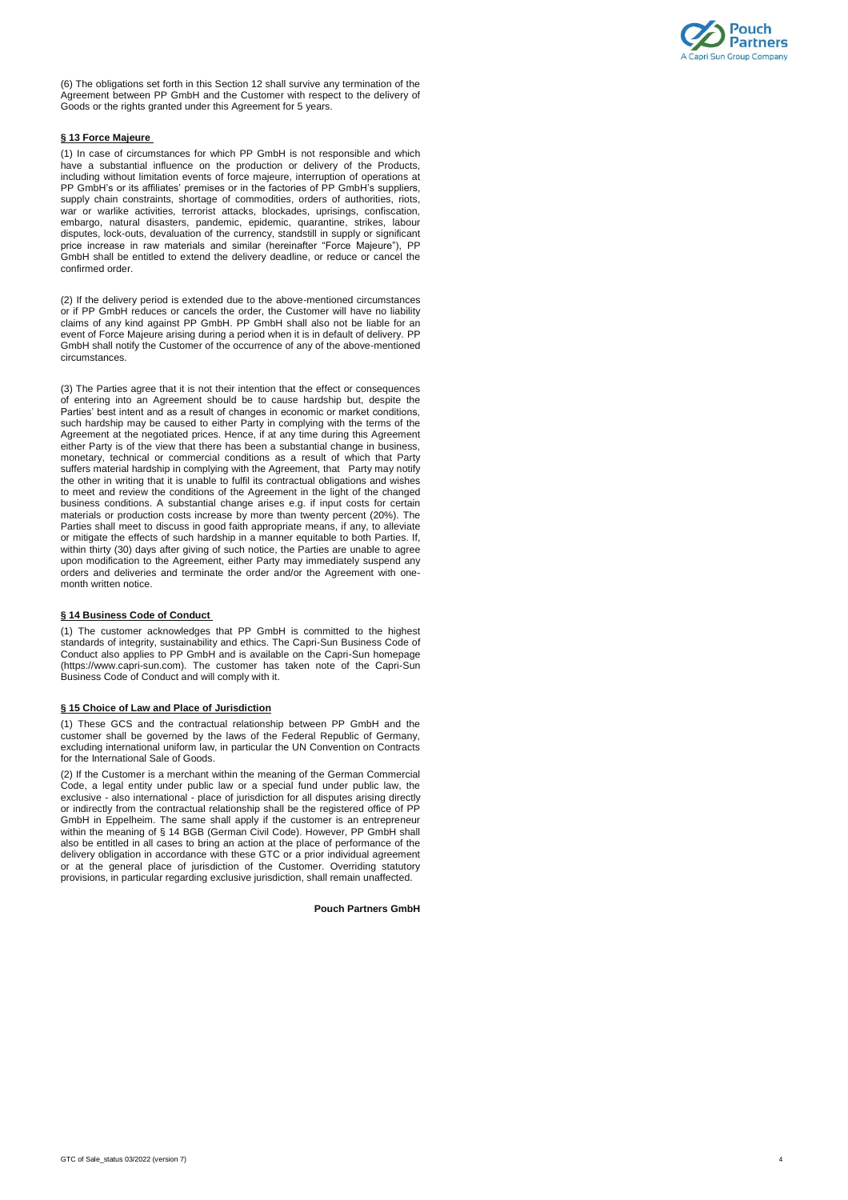(6) The obligations set forth in this Section 12 shall survive any termination of the Agreement between PP GmbH and the Customer with respect to the delivery of Goods or the rights granted under this Agreement for 5 years.

## § 13 Force Majeure

(1) In case of circumstances for which PP GmbH is not responsible and which have a substantial influence on the production or delivery of the Products, including without limitation events of force majeure, interruption of operations at PP GmbH's or its affiliates' premises or in the factories of PP GmbH's suppliers, supply chain constraints, shortage of commodities, orders of authorities, riots, war or warlike activities, terrorist attacks, blockades, uprisings, confiscation, embargo, natural disasters, pandemic, epidemic, quarantine, strikes, labour disputes, lock-outs, devaluation of the currency, standstill in supply or significant price increase in raw materials and similar (hereinafter "Force Majeure"), PP GmbH shall be entitled to extend the delivery deadline, or reduce or cancel the confirmed order.

(2) If the delivery period is extended due to the above-mentioned circumstances or if PP GmbH reduces or cancels the order, the Customer will have no liability claims of any kind against PP GmbH. PP GmbH shall also not be liable for an event of Force Majeure arising during a period when it is in default of delivery. PP GmbH shall notify the Customer of the occurrence of any of the above-mentioned circumstances.

(3) The Parties agree that it is not their intention that the effect or consequences of entering into an Agreement should be to cause hardship but, despite the Parties' best intent and as a result of changes in economic or market conditions, such hardship may be caused to either Party in complying with the terms of the Agreement at the negotiated prices. Hence, if at any time during this Agreement either Party is of the view that there has been a substantial change in business, monetary, technical or commercial conditions as a result of which that Party suffers material hardship in complying with the Agreement, that Party may notify the other in writing that it is unable to fulfil its contractual obligations and wishes to meet and review the conditions of the Agreement in the light of the changed business conditions. A substantial change arises e.g. if input costs for certain materials or production costs increase by more than twenty percent (20%). The Parties shall meet to discuss in good faith appropriate means, if any, to alleviate or mitigate the effects of such hardship in a manner equitable to both Parties. If, within thirty (30) days after giving of such notice, the Parties are unable to agree upon modification to the Agreement, either Party may immediately suspend any orders and deliveries and terminate the order and/or the Agreement with one-month written notice.

## § 14 Business Code of Conduct

(1) The customer acknowledges that PP GmbH is committed to the highest standards of integrity, sustainability and ethics. The Capri-Sun Business Code of Conduct also applies to PP GmbH and is available on the Capri-Sun homepage (https://www.capri-sun.com). The customer has taken note of the Capri-Sun Business Code of Conduct and will comply with it.

## § 15 Choice of Law and Place of Jurisdiction

(1) These GCS and the contractual relationship between PP GmbH and the customer shall be governed by the laws of the Federal Republic of Germany, excluding international uniform law, in particular the UN Convention on Contracts for the International Sale of Goods.

(2) If the Customer is a merchant within the meaning of the German Commercial Code, a legal entity under public law or a special fund under public law, the exclusive - also international - place of jurisdiction for all disputes arising directly or indirectly from the contractual relationship shall be the registered office of PP GmbH in Eppelheim. The same shall apply if the customer is an entrepreneur within the meaning of § 14 BGB (German Civil Code). However, PP GmbH shall also be entitled in all cases to bring an action at the place of performance of the delivery obligation in accordance with these GTC or a prior individual agreement or at the general place of jurisdiction of the Customer. Overriding statutory provisions, in particular regarding exclusive jurisdiction, shall remain unaffected.

**Pouch Partners GmbH**